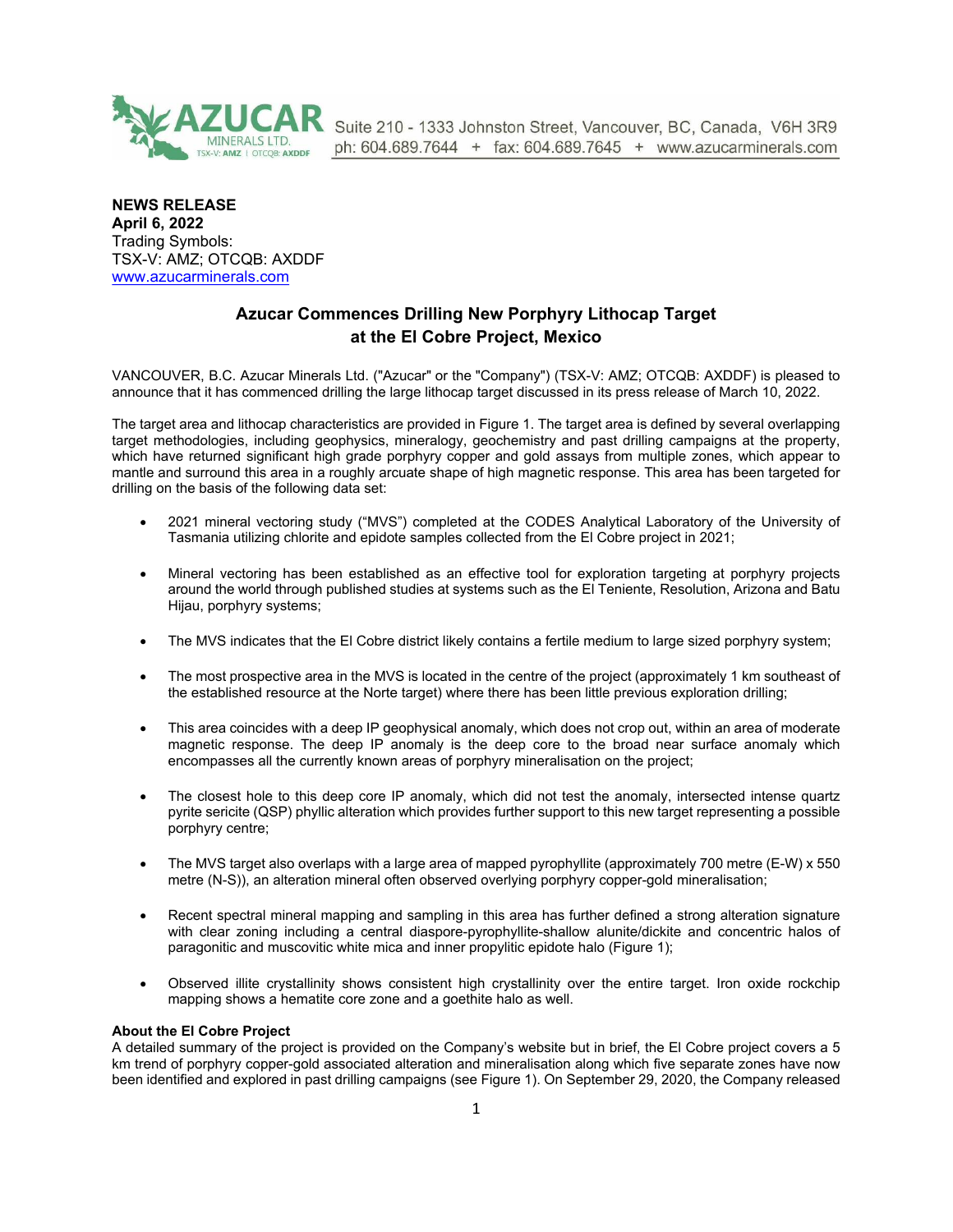AZUCAR MINERALS LTD. TSX-V: AMZ | OTCQB: AXDDF

Suite 210 - 1333 Johnston Street, Vancouver, BC, Canada, V6H 3R9
ph: 604.689.7644 + fax: 604.689.7645 + www.azucarminerals.com

**NEWS RELEASE**
**April 6, 2022**
Trading Symbols:
TSX-V: AMZ; OTCQB: AXDDF
www.azucarminerals.com

## Azucar Commences Drilling New Porphyry Lithocap Target at the El Cobre Project, Mexico

VANCOUVER, B.C. Azucar Minerals Ltd. ("Azucar" or the "Company") (TSX-V: AMZ; OTCQB: AXDDF) is pleased to announce that it has commenced drilling the large lithocap target discussed in its press release of March 10, 2022.

The target area and lithocap characteristics are provided in Figure 1. The target area is defined by several overlapping target methodologies, including geophysics, mineralogy, geochemistry and past drilling campaigns at the property, which have returned significant high grade porphyry copper and gold assays from multiple zones, which appear to mantle and surround this area in a roughly arcuate shape of high magnetic response. This area has been targeted for drilling on the basis of the following data set:

- 2021 mineral vectoring study ("MVS") completed at the CODES Analytical Laboratory of the University of Tasmania utilizing chlorite and epidote samples collected from the El Cobre project in 2021;
- Mineral vectoring has been established as an effective tool for exploration targeting at porphyry projects around the world through published studies at systems such as the El Teniente, Resolution, Arizona and Batu Hijau, porphyry systems;
- The MVS indicates that the El Cobre district likely contains a fertile medium to large sized porphyry system;
- The most prospective area in the MVS is located in the centre of the project (approximately 1 km southeast of the established resource at the Norte target) where there has been little previous exploration drilling;
- This area coincides with a deep IP geophysical anomaly, which does not crop out, within an area of moderate magnetic response. The deep IP anomaly is the deep core to the broad near surface anomaly which encompasses all the currently known areas of porphyry mineralisation on the project;
- The closest hole to this deep core IP anomaly, which did not test the anomaly, intersected intense quartz pyrite sericite (QSP) phyllic alteration which provides further support to this new target representing a possible porphyry centre;
- The MVS target also overlaps with a large area of mapped pyrophyllite (approximately 700 metre (E-W) x 550 metre (N-S)), an alteration mineral often observed overlying porphyry copper-gold mineralisation;
- Recent spectral mineral mapping and sampling in this area has further defined a strong alteration signature with clear zoning including a central diaspore-pyrophyllite-shallow alunite/dickite and concentric halos of paragonitic and muscovitic white mica and inner propylitic epidote halo (Figure 1);
- Observed illite crystallinity shows consistent high crystallinity over the entire target. Iron oxide rockchip mapping shows a hematite core zone and a goethite halo as well.

**About the El Cobre Project**
A detailed summary of the project is provided on the Company's website but in brief, the El Cobre project covers a 5 km trend of porphyry copper-gold associated alteration and mineralisation along which five separate zones have now been identified and explored in past drilling campaigns (see Figure 1). On September 29, 2020, the Company released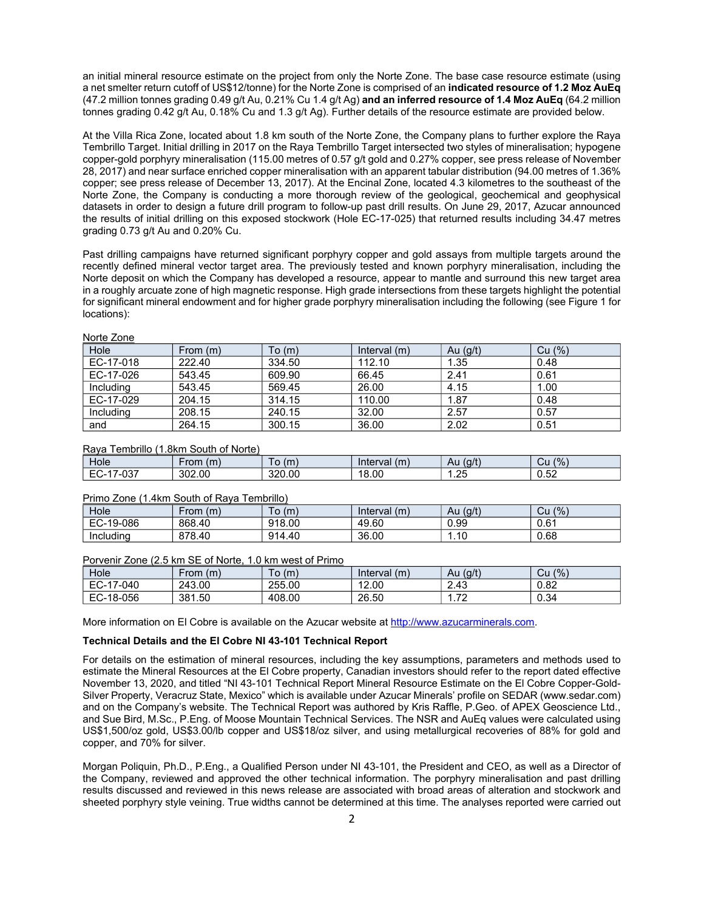an initial mineral resource estimate on the project from only the Norte Zone. The base case resource estimate (using a net smelter return cutoff of US$12/tonne) for the Norte Zone is comprised of an **indicated resource of 1.2 Moz AuEq** (47.2 million tonnes grading 0.49 g/t Au, 0.21% Cu 1.4 g/t Ag) **and an inferred resource of 1.4 Moz AuEq** (64.2 million tonnes grading 0.42 g/t Au, 0.18% Cu and 1.3 g/t Ag). Further details of the resource estimate are provided below.

At the Villa Rica Zone, located about 1.8 km south of the Norte Zone, the Company plans to further explore the Raya Tembrillo Target. Initial drilling in 2017 on the Raya Tembrillo Target intersected two styles of mineralisation; hypogene copper-gold porphyry mineralisation (115.00 metres of 0.57 g/t gold and 0.27% copper, see press release of November 28, 2017) and near surface enriched copper mineralisation with an apparent tabular distribution (94.00 metres of 1.36% copper; see press release of December 13, 2017). At the Encinal Zone, located 4.3 kilometres to the southeast of the Norte Zone, the Company is conducting a more thorough review of the geological, geochemical and geophysical datasets in order to design a future drill program to follow-up past drill results. On June 29, 2017, Azucar announced the results of initial drilling on this exposed stockwork (Hole EC-17-025) that returned results including 34.47 metres grading 0.73 g/t Au and 0.20% Cu.

Past drilling campaigns have returned significant porphyry copper and gold assays from multiple targets around the recently defined mineral vector target area. The previously tested and known porphyry mineralisation, including the Norte deposit on which the Company has developed a resource, appear to mantle and surround this new target area in a roughly arcuate zone of high magnetic response. High grade intersections from these targets highlight the potential for significant mineral endowment and for higher grade porphyry mineralisation including the following (see Figure 1 for locations):

Norte Zone

| Hole | From (m) | To (m) | Interval (m) | Au (g/t) | Cu (%) |
|---|---|---|---|---|---|
| EC-17-018 | 222.40 | 334.50 | 112.10 | 1.35 | 0.48 |
| EC-17-026 | 543.45 | 609.90 | 66.45 | 2.41 | 0.61 |
| Including | 543.45 | 569.45 | 26.00 | 4.15 | 1.00 |
| EC-17-029 | 204.15 | 314.15 | 110.00 | 1.87 | 0.48 |
| Including | 208.15 | 240.15 | 32.00 | 2.57 | 0.57 |
| and | 264.15 | 300.15 | 36.00 | 2.02 | 0.51 |

Raya Tembrillo (1.8km South of Norte)

| Hole | From (m) | To (m) | Interval (m) | Au (g/t) | Cu (%) |
|---|---|---|---|---|---|
| EC-17-037 | 302.00 | 320.00 | 18.00 | 1.25 | 0.52 |

Primo Zone (1.4km South of Raya Tembrillo)

| Hole | From (m) | To (m) | Interval (m) | Au (g/t) | Cu (%) |
|---|---|---|---|---|---|
| EC-19-086 | 868.40 | 918.00 | 49.60 | 0.99 | 0.61 |
| Including | 878.40 | 914.40 | 36.00 | 1.10 | 0.68 |

Porvenir Zone (2.5 km SE of Norte, 1.0 km west of Primo

| Hole | From (m) | To (m) | Interval (m) | Au (g/t) | Cu (%) |
|---|---|---|---|---|---|
| EC-17-040 | 243.00 | 255.00 | 12.00 | 2.43 | 0.82 |
| EC-18-056 | 381.50 | 408.00 | 26.50 | 1.72 | 0.34 |

More information on El Cobre is available on the Azucar website at http://www.azucarminerals.com.

**Technical Details and the El Cobre NI 43-101 Technical Report**

For details on the estimation of mineral resources, including the key assumptions, parameters and methods used to estimate the Mineral Resources at the El Cobre property, Canadian investors should refer to the report dated effective November 13, 2020, and titled "NI 43-101 Technical Report Mineral Resource Estimate on the El Cobre Copper-Gold-Silver Property, Veracruz State, Mexico" which is available under Azucar Minerals' profile on SEDAR (www.sedar.com) and on the Company's website. The Technical Report was authored by Kris Raffle, P.Geo. of APEX Geoscience Ltd., and Sue Bird, M.Sc., P.Eng. of Moose Mountain Technical Services. The NSR and AuEq values were calculated using US$1,500/oz gold, US$3.00/lb copper and US$18/oz silver, and using metallurgical recoveries of 88% for gold and copper, and 70% for silver.

Morgan Poliquin, Ph.D., P.Eng., a Qualified Person under NI 43-101, the President and CEO, as well as a Director of the Company, reviewed and approved the other technical information. The porphyry mineralisation and past drilling results discussed and reviewed in this news release are associated with broad areas of alteration and stockwork and sheeted porphyry style veining. True widths cannot be determined at this time. The analyses reported were carried out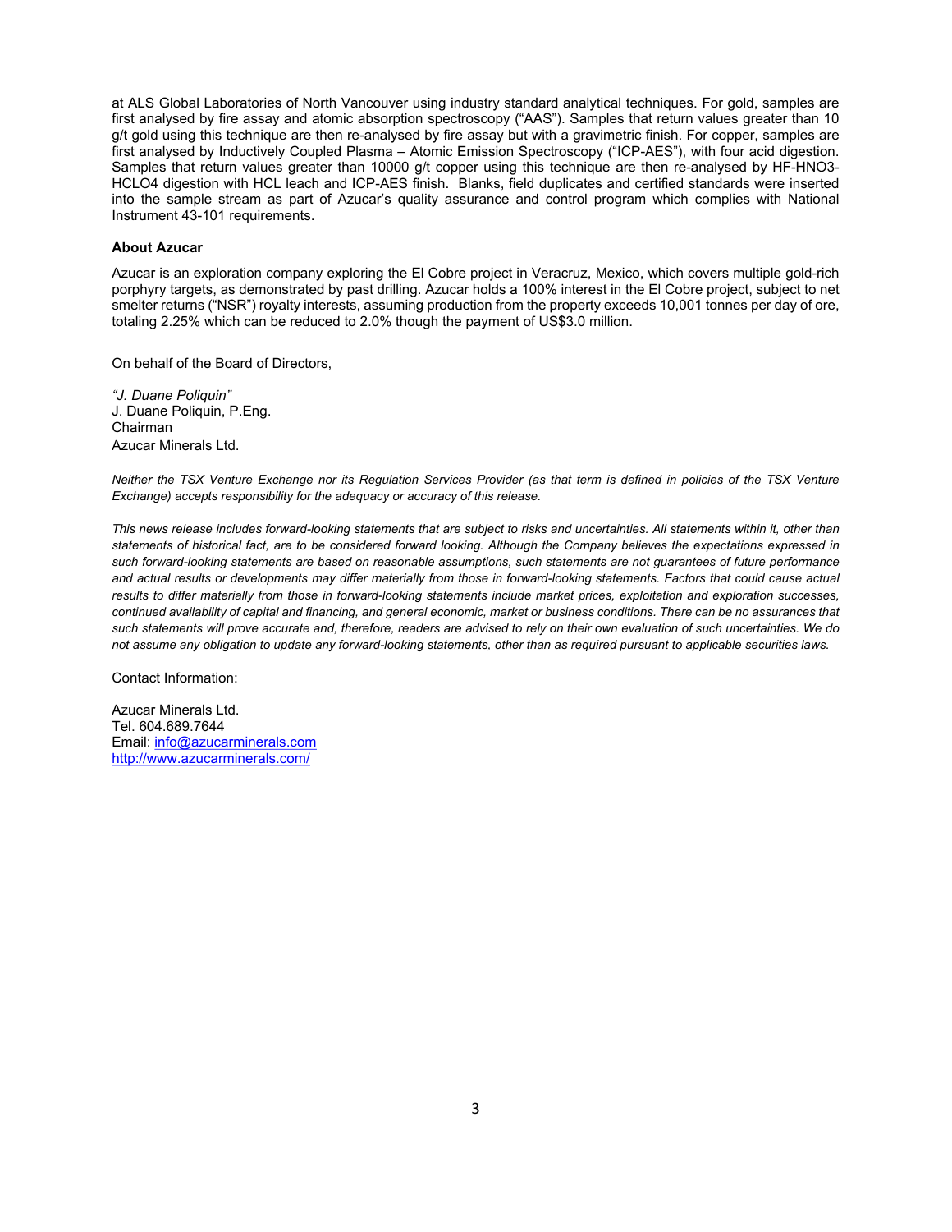at ALS Global Laboratories of North Vancouver using industry standard analytical techniques. For gold, samples are first analysed by fire assay and atomic absorption spectroscopy ("AAS"). Samples that return values greater than 10 g/t gold using this technique are then re-analysed by fire assay but with a gravimetric finish. For copper, samples are first analysed by Inductively Coupled Plasma – Atomic Emission Spectroscopy ("ICP-AES"), with four acid digestion. Samples that return values greater than 10000 g/t copper using this technique are then re-analysed by HF-HNO3-HCLO4 digestion with HCL leach and ICP-AES finish. Blanks, field duplicates and certified standards were inserted into the sample stream as part of Azucar's quality assurance and control program which complies with National Instrument 43-101 requirements.

**About Azucar**

Azucar is an exploration company exploring the El Cobre project in Veracruz, Mexico, which covers multiple gold-rich porphyry targets, as demonstrated by past drilling. Azucar holds a 100% interest in the El Cobre project, subject to net smelter returns ("NSR") royalty interests, assuming production from the property exceeds 10,001 tonnes per day of ore, totaling 2.25% which can be reduced to 2.0% though the payment of US$3.0 million.

On behalf of the Board of Directors,

*"J. Duane Poliquin"*
J. Duane Poliquin, P.Eng.
Chairman
Azucar Minerals Ltd.

*Neither the TSX Venture Exchange nor its Regulation Services Provider (as that term is defined in policies of the TSX Venture Exchange) accepts responsibility for the adequacy or accuracy of this release.*

*This news release includes forward-looking statements that are subject to risks and uncertainties. All statements within it, other than statements of historical fact, are to be considered forward looking. Although the Company believes the expectations expressed in such forward-looking statements are based on reasonable assumptions, such statements are not guarantees of future performance and actual results or developments may differ materially from those in forward-looking statements. Factors that could cause actual results to differ materially from those in forward-looking statements include market prices, exploitation and exploration successes, continued availability of capital and financing, and general economic, market or business conditions. There can be no assurances that such statements will prove accurate and, therefore, readers are advised to rely on their own evaluation of such uncertainties. We do not assume any obligation to update any forward-looking statements, other than as required pursuant to applicable securities laws.*

Contact Information:

Azucar Minerals Ltd.
Tel. 604.689.7644
Email: info@azucarminerals.com
http://www.azucarminerals.com/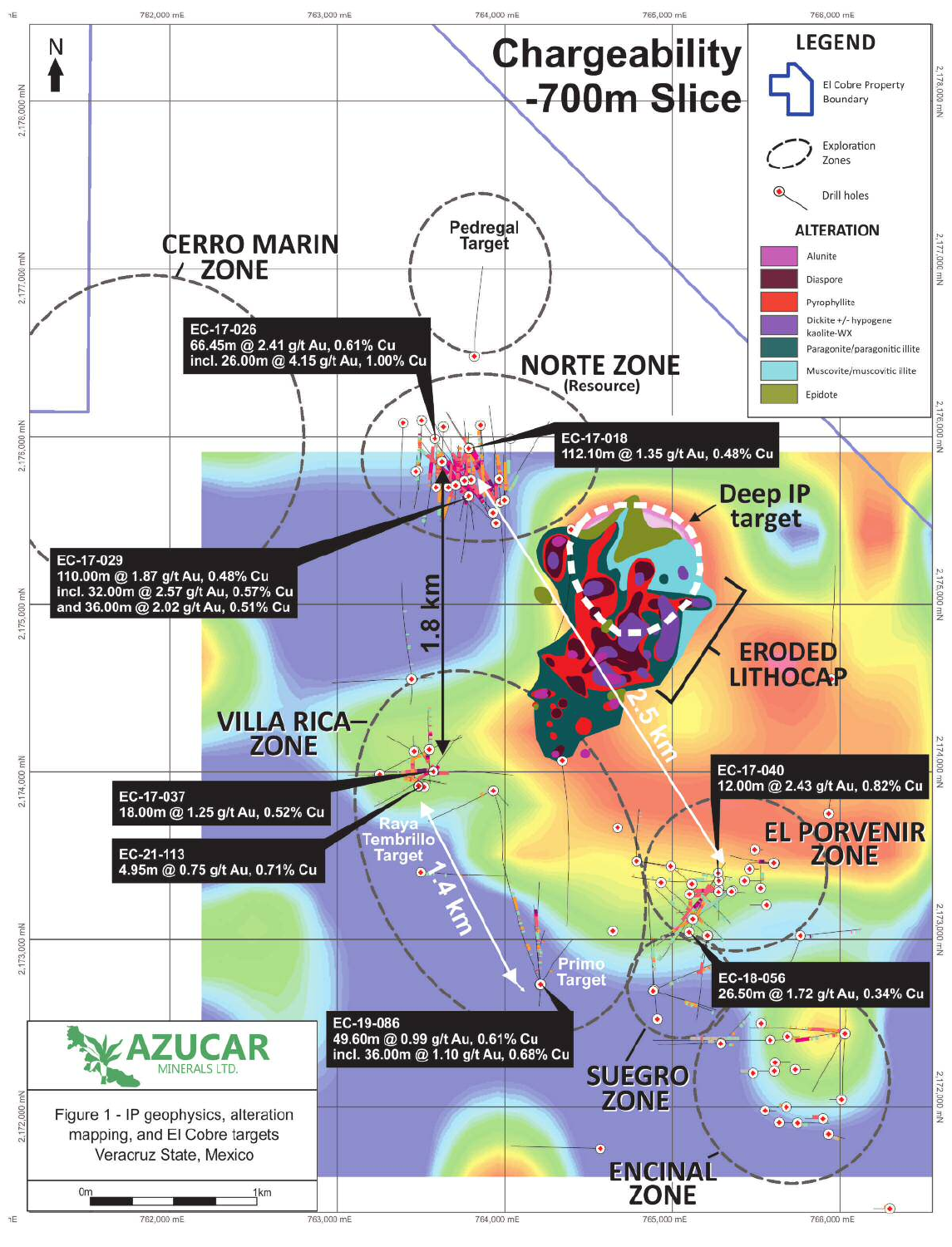# Chargeability -700m Slice

**LEGEND**

El Cobre Property Boundary

Exploration Zones

Drill holes

**ALTERATION**

Alunite

Diaspore

Pyrophyllite

Dickite +/- hypogene kaolite-WX

Paragonite/paragonitic illite

Muscovite/muscovitic illite

Epidote

N

CERRO MARIN ZONE

Pedregal Target

NORTE ZONE (Resource)

EC-17-026
66.45m @ 2.41 g/t Au, 0.61% Cu
incl. 26.00m @ 4.15 g/t Au, 1.00% Cu

EC-17-018
112.10m @ 1.35 g/t Au, 0.48% Cu

Deep IP target

EC-17-029
110.00m @ 1.87 g/t Au, 0.48% Cu
incl. 32.00m @ 2.57 g/t Au, 0.57% Cu
and 36.00m @ 2.02 g/t Au, 0.51% Cu

1.8 km

2.5 km

ERODED LITHOCAP

VILLA RICA ZONE

EC-17-037
18.00m @ 1.25 g/t Au, 0.52% Cu

EC-21-113
4.95m @ 0.75 g/t Au, 0.71% Cu

Raya Tembrillo Target

1.4 km

EC-17-040
12.00m @ 2.43 g/t Au, 0.82% Cu

EL PORVENIR ZONE

EC-18-056
26.50m @ 1.72 g/t Au, 0.34% Cu

Primo Target

EC-19-086
49.60m @ 0.99 g/t Au, 0.61% Cu
incl. 36.00m @ 1.10 g/t Au, 0.68% Cu

SUEGRO ZONE

ENCINAL ZONE

AZUCAR MINERALS LTD.

Figure 1 - IP geophysics, alteration mapping, and El Cobre targets
Veracruz State, Mexico

0m 1km

762,000 mE 763,000 mE 764,000 mE 765,000 mE 766,000 mE

2,172,000 mN 2,173,000 mN 2,174,000 mN 2,175,000 mN 2,176,000 mN 2,177,000 mN 2,178,000 mN